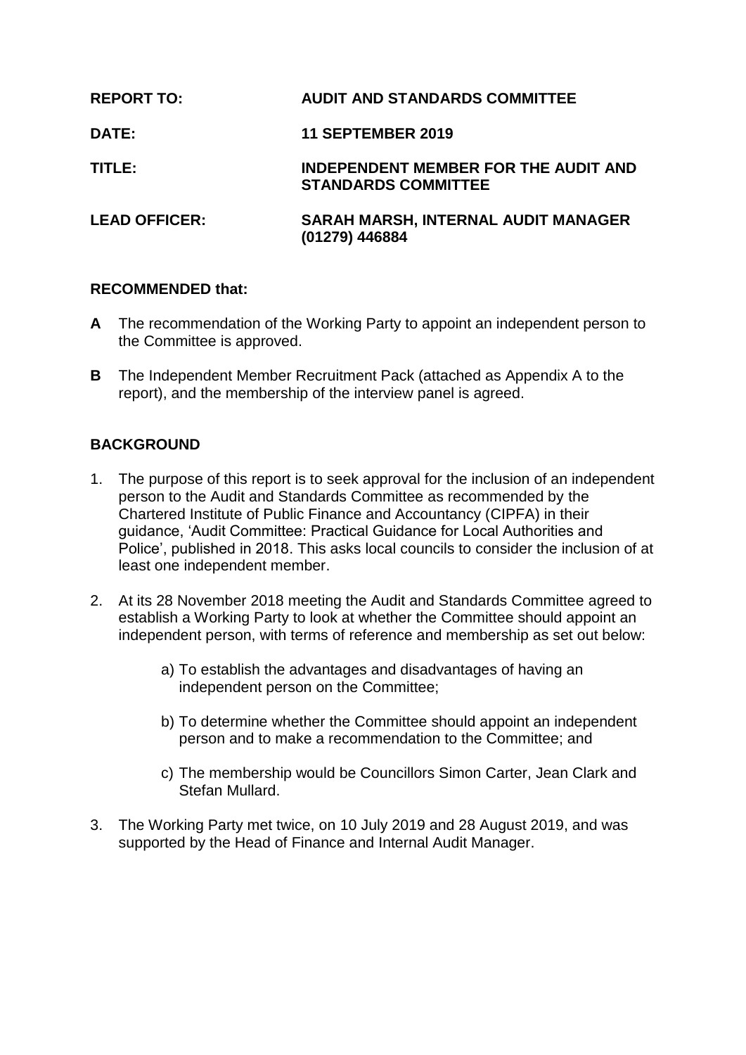**REPORT TO:** **AUDIT AND STANDARDS COMMITTEE**

**DATE:** **11 SEPTEMBER 2019**

**TITLE:** **INDEPENDENT MEMBER FOR THE AUDIT AND STANDARDS COMMITTEE**

**LEAD OFFICER:** **SARAH MARSH, INTERNAL AUDIT MANAGER (01279) 446884**

## RECOMMENDED that:

**A** The recommendation of the Working Party to appoint an independent person to the Committee is approved.

**B** The Independent Member Recruitment Pack (attached as Appendix A to the report), and the membership of the interview panel is agreed.

## BACKGROUND

1. The purpose of this report is to seek approval for the inclusion of an independent person to the Audit and Standards Committee as recommended by the Chartered Institute of Public Finance and Accountancy (CIPFA) in their guidance, 'Audit Committee: Practical Guidance for Local Authorities and Police', published in 2018. This asks local councils to consider the inclusion of at least one independent member.

2. At its 28 November 2018 meeting the Audit and Standards Committee agreed to establish a Working Party to look at whether the Committee should appoint an independent person, with terms of reference and membership as set out below:

   a) To establish the advantages and disadvantages of having an independent person on the Committee;

   b) To determine whether the Committee should appoint an independent person and to make a recommendation to the Committee; and

   c) The membership would be Councillors Simon Carter, Jean Clark and Stefan Mullard.

3. The Working Party met twice, on 10 July 2019 and 28 August 2019, and was supported by the Head of Finance and Internal Audit Manager.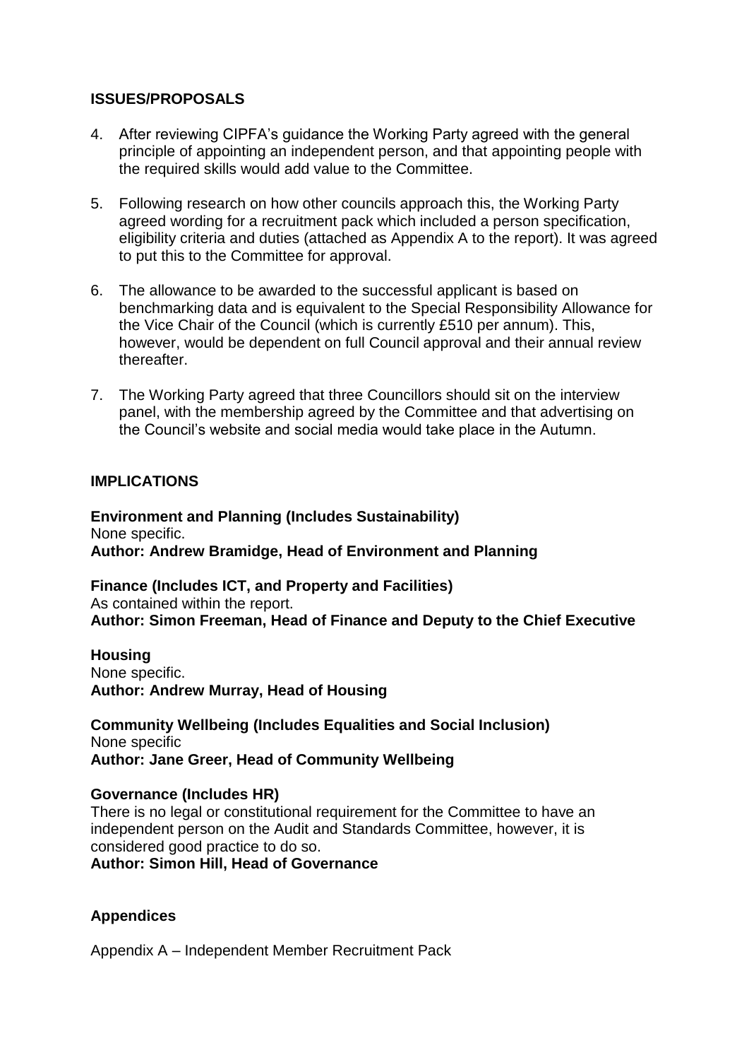## ISSUES/PROPOSALS

4. After reviewing CIPFA's guidance the Working Party agreed with the general principle of appointing an independent person, and that appointing people with the required skills would add value to the Committee.

5. Following research on how other councils approach this, the Working Party agreed wording for a recruitment pack which included a person specification, eligibility criteria and duties (attached as Appendix A to the report). It was agreed to put this to the Committee for approval.

6. The allowance to be awarded to the successful applicant is based on benchmarking data and is equivalent to the Special Responsibility Allowance for the Vice Chair of the Council (which is currently £510 per annum). This, however, would be dependent on full Council approval and their annual review thereafter.

7. The Working Party agreed that three Councillors should sit on the interview panel, with the membership agreed by the Committee and that advertising on the Council's website and social media would take place in the Autumn.

## IMPLICATIONS

**Environment and Planning (Includes Sustainability)**
None specific.
**Author: Andrew Bramidge, Head of Environment and Planning**

**Finance (Includes ICT, and Property and Facilities)**
As contained within the report.
**Author: Simon Freeman, Head of Finance and Deputy to the Chief Executive**

**Housing**
None specific.
**Author: Andrew Murray, Head of Housing**

**Community Wellbeing (Includes Equalities and Social Inclusion)**
None specific
**Author: Jane Greer, Head of Community Wellbeing**

**Governance (Includes HR)**
There is no legal or constitutional requirement for the Committee to have an independent person on the Audit and Standards Committee, however, it is considered good practice to do so.
**Author: Simon Hill, Head of Governance**

## Appendices

Appendix A – Independent Member Recruitment Pack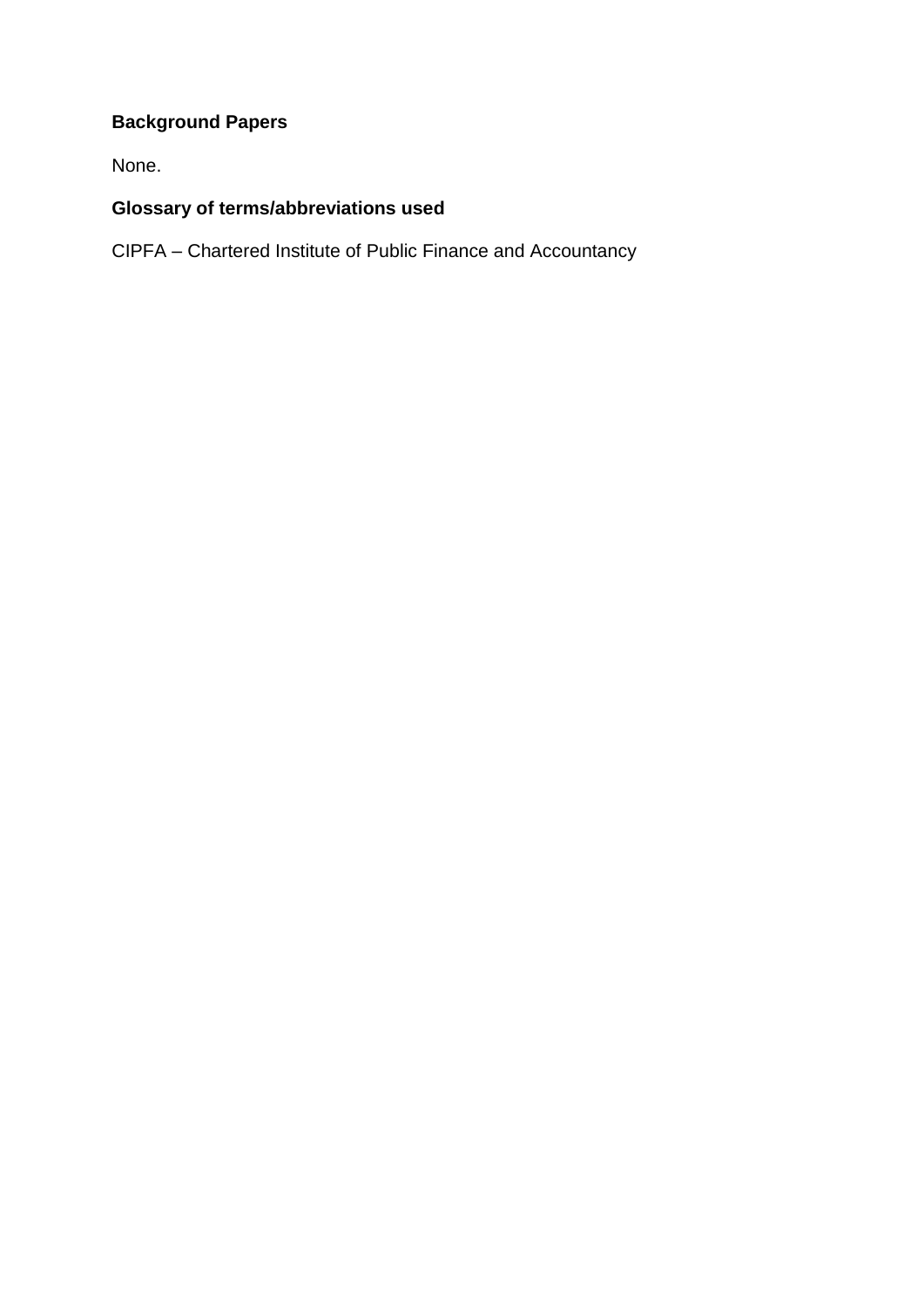**Background Papers**

None.

**Glossary of terms/abbreviations used**

CIPFA – Chartered Institute of Public Finance and Accountancy